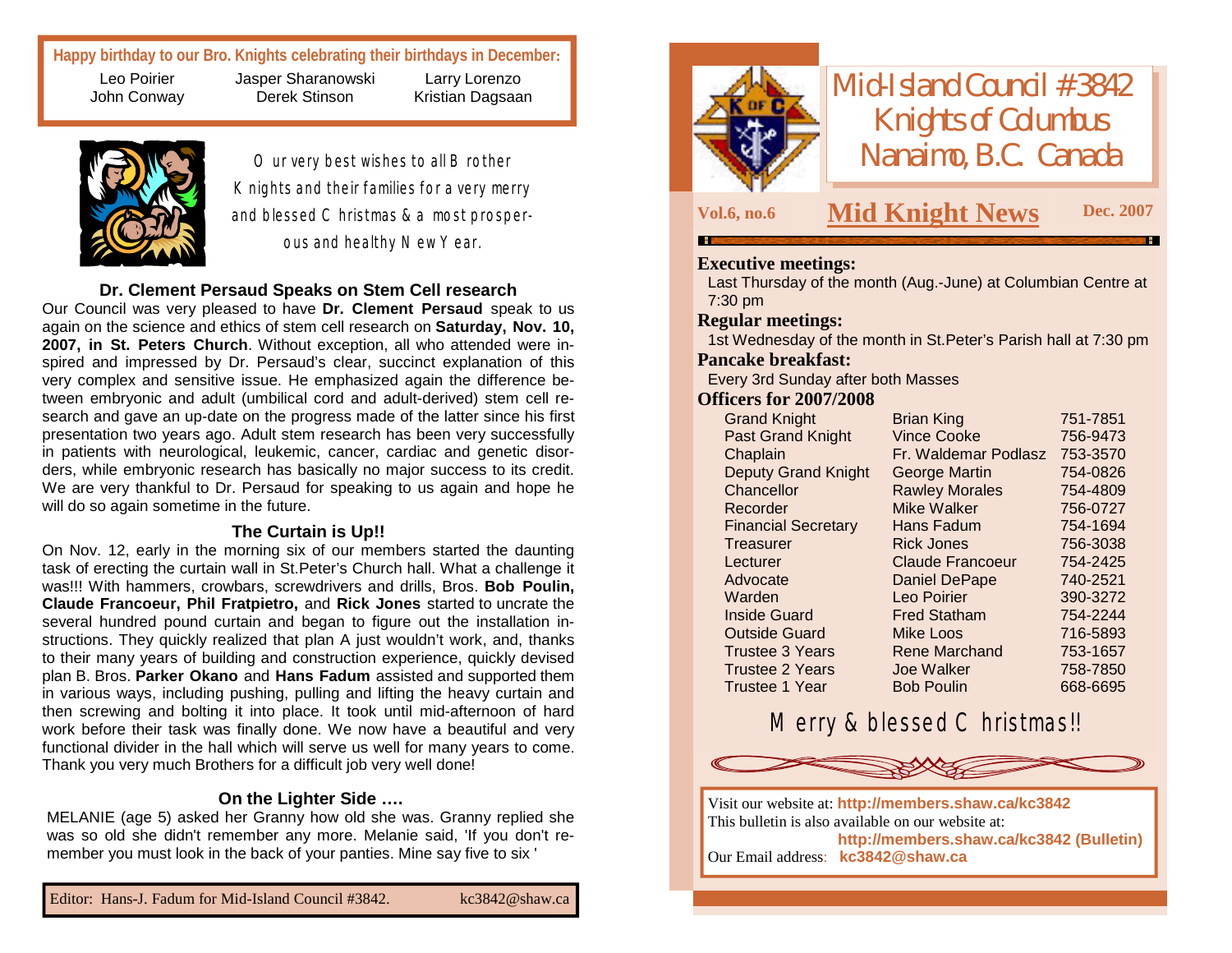# Mid-Island Council #3842 Knights of Columbus Nanaimo, B.C. Canada

**Vol.6, no.6** — **Mid Knight News** — **Dec. 2007**

**Executive meetings:**
Last Thursday of the month (Aug.-June) at Columbian Centre at 7:30 pm

**Regular meetings:**
1st Wednesday of the month in St.Peter's Parish hall at 7:30 pm

**Pancake breakfast:**
Every 3rd Sunday after both Masses

**Officers for 2007/2008**

| Office | Name | Phone |
|---|---|---|
| Grand Knight | Brian King | 751-7851 |
| Past Grand Knight | Vince Cooke | 756-9473 |
| Chaplain | Fr. Waldemar Podlasz | 753-3570 |
| Deputy Grand Knight | George Martin | 754-0826 |
| Chancellor | Rawley Morales | 754-4809 |
| Recorder | Mike Walker | 756-0727 |
| Financial Secretary | Hans Fadum | 754-1694 |
| Treasurer | Rick Jones | 756-3038 |
| Lecturer | Claude Francoeur | 754-2425 |
| Advocate | Daniel DePape | 740-2521 |
| Warden | Leo Poirier | 390-3272 |
| Inside Guard | Fred Statham | 754-2244 |
| Outside Guard | Mike Loos | 716-5893 |
| Trustee 3 Years | Rene Marchand | 753-1657 |
| Trustee 2 Years | Joe Walker | 758-7850 |
| Trustee 1 Year | Bob Poulin | 668-6695 |

Merry & blessed Christmas!!

Visit our website at: **http://members.shaw.ca/kc3842**
This bulletin is also available on our website at:
**http://members.shaw.ca/kc3842 (Bulletin)**
Our Email address: **kc3842@shaw.ca**

---

**Happy birthday to our Bro. Knights celebrating their birthdays in December:**

Leo Poirier, Jasper Sharanowski, Larry Lorenzo, John Conway, Derek Stinson, Kristian Dagsaan

Our very best wishes to all Brother Knights and their families for a very merry and blessed Christmas & a most prosperous and healthy New Year.

## Dr. Clement Persaud Speaks on Stem Cell research

Our Council was very pleased to have **Dr. Clement Persaud** speak to us again on the science and ethics of stem cell research on **Saturday, Nov. 10, 2007, in St. Peters Church**. Without exception, all who attended were inspired and impressed by Dr. Persaud's clear, succinct explanation of this very complex and sensitive issue. He emphasized again the difference between embryonic and adult (umbilical cord and adult-derived) stem cell research and gave an up-date on the progress made of the latter since his first presentation two years ago. Adult stem research has been very successfully in patients with neurological, leukemic, cancer, cardiac and genetic disorders, while embryonic research has basically no major success to its credit. We are very thankful to Dr. Persaud for speaking to us again and hope he will do so again sometime in the future.

## The Curtain is Up!!

On Nov. 12, early in the morning six of our members started the daunting task of erecting the curtain wall in St.Peter's Church hall. What a challenge it was!!! With hammers, crowbars, screwdrivers and drills, Bros. **Bob Poulin, Claude Francoeur, Phil Fratpietro,** and **Rick Jones** started to uncrate the several hundred pound curtain and began to figure out the installation instructions. They quickly realized that plan A just wouldn't work, and, thanks to their many years of building and construction experience, quickly devised plan B. Bros. **Parker Okano** and **Hans Fadum** assisted and supported them in various ways, including pushing, pulling and lifting the heavy curtain and then screwing and bolting it into place. It took until mid-afternoon of hard work before their task was finally done. We now have a beautiful and very functional divider in the hall which will serve us well for many years to come. Thank you very much Brothers for a difficult job very well done!

## On the Lighter Side ….

MELANIE (age 5) asked her Granny how old she was. Granny replied she was so old she didn't remember any more. Melanie said, 'If you don't remember you must look in the back of your panties. Mine say five to six '

Editor: Hans-J. Fadum for Mid-Island Council #3842. kc3842@shaw.ca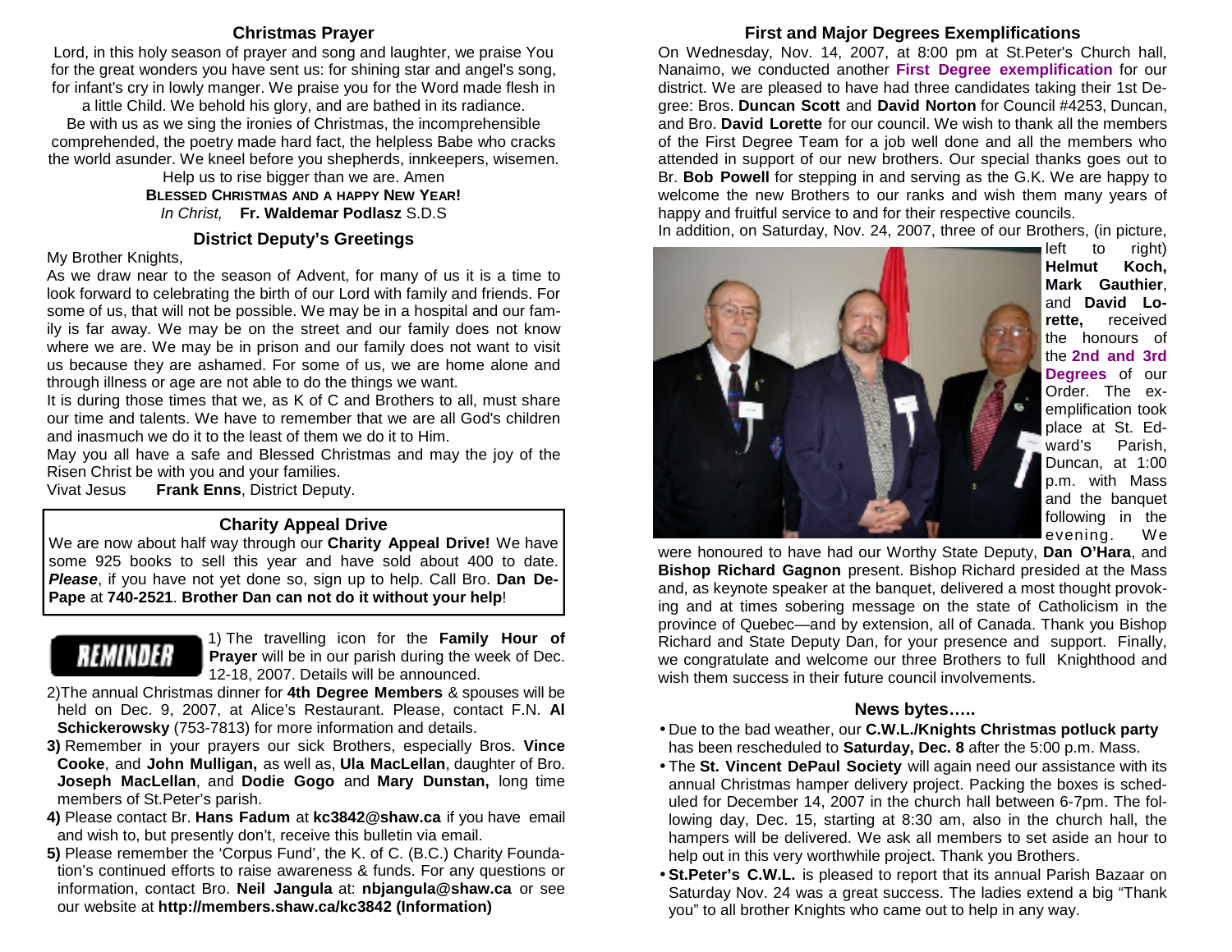## Christmas Prayer

Lord, in this holy season of prayer and song and laughter, we praise You for the great wonders you have sent us: for shining star and angel's song, for infant's cry in lowly manger. We praise you for the Word made flesh in a little Child. We behold his glory, and are bathed in its radiance.

Be with us as we sing the ironies of Christmas, the incomprehensible comprehended, the poetry made hard fact, the helpless Babe who cracks the world asunder. We kneel before you shepherds, innkeepers, wisemen. Help us to rise bigger than we are. Amen

**BLESSED CHRISTMAS AND A HAPPY NEW YEAR!**

*In Christ,* **Fr. Waldemar Podlasz** S.D.S

## District Deputy's Greetings

My Brother Knights,

As we draw near to the season of Advent, for many of us it is a time to look forward to celebrating the birth of our Lord with family and friends. For some of us, that will not be possible. We may be in a hospital and our family is far away. We may be on the street and our family does not know where we are. We may be in prison and our family does not want to visit us because they are ashamed. For some of us, we are home alone and through illness or age are not able to do the things we want.

It is during those times that we, as K of C and Brothers to all, must share our time and talents. We have to remember that we are all God's children and inasmuch we do it to the least of them we do it to Him.

May you all have a safe and Blessed Christmas and may the joy of the Risen Christ be with you and your families.

Vivat Jesus **Frank Enns**, District Deputy.

## Charity Appeal Drive

We are now about half way through our **Charity Appeal Drive!** We have some 925 books to sell this year and have sold about 400 to date. ***Please***, if you have not yet done so, sign up to help. Call Bro. **Dan De-Pape** at **740-2521**. **Brother Dan can not do it without your help**!

**REMINDER**

1) The travelling icon for the **Family Hour of Prayer** will be in our parish during the week of Dec. 12-18, 2007. Details will be announced.

2) The annual Christmas dinner for **4th Degree Members** & spouses will be held on Dec. 9, 2007, at Alice's Restaurant. Please, contact F.N. **Al Schickerowsky** (753-7813) for more information and details.

**3)** Remember in your prayers our sick Brothers, especially Bros. **Vince Cooke**, and **John Mulligan,** as well as, **Ula MacLellan**, daughter of Bro. **Joseph MacLellan**, and **Dodie Gogo** and **Mary Dunstan,** long time members of St.Peter's parish.

**4)** Please contact Br. **Hans Fadum** at **kc3842@shaw.ca** if you have email and wish to, but presently don't, receive this bulletin via email.

**5)** Please remember the 'Corpus Fund', the K. of C. (B.C.) Charity Foundation's continued efforts to raise awareness & funds. For any questions or information, contact Bro. **Neil Jangula** at: **nbjangula@shaw.ca** or see our website at **http://members.shaw.ca/kc3842 (Information)**

## First and Major Degrees Exemplifications

On Wednesday, Nov. 14, 2007, at 8:00 pm at St.Peter's Church hall, Nanaimo, we conducted another **First Degree exemplification** for our district. We are pleased to have had three candidates taking their 1st Degree: Bros. **Duncan Scott** and **David Norton** for Council #4253, Duncan, and Bro. **David Lorette** for our council. We wish to thank all the members of the First Degree Team for a job well done and all the members who attended in support of our new brothers. Our special thanks goes out to Br. **Bob Powell** for stepping in and serving as the G.K. We are happy to welcome the new Brothers to our ranks and wish them many years of happy and fruitful service to and for their respective councils.

In addition, on Saturday, Nov. 24, 2007, three of our Brothers, (in picture, left to right) **Helmut Koch, Mark Gauthier**, and **David Lorette,** received the honours of the **2nd and 3rd Degrees** of our Order. The exemplification took place at St. Edward's Parish, Duncan, at 1:00 p.m. with Mass and the banquet following in the evening. We were honoured to have had our Worthy State Deputy, **Dan O'Hara**, and **Bishop Richard Gagnon** present. Bishop Richard presided at the Mass and, as keynote speaker at the banquet, delivered a most thought provoking and at times sobering message on the state of Catholicism in the province of Quebec—and by extension, all of Canada. Thank you Bishop Richard and State Deputy Dan, for your presence and support. Finally, we congratulate and welcome our three Brothers to full Knighthood and wish them success in their future council involvements.

## News bytes…..

- Due to the bad weather, our **C.W.L./Knights Christmas potluck party** has been rescheduled to **Saturday, Dec. 8** after the 5:00 p.m. Mass.
- The **St. Vincent DePaul Society** will again need our assistance with its annual Christmas hamper delivery project. Packing the boxes is scheduled for December 14, 2007 in the church hall between 6-7pm. The following day, Dec. 15, starting at 8:30 am, also in the church hall, the hampers will be delivered. We ask all members to set aside an hour to help out in this very worthwhile project. Thank you Brothers.
- **St.Peter's C.W.L.** is pleased to report that its annual Parish Bazaar on Saturday Nov. 24 was a great success. The ladies extend a big "Thank you" to all brother Knights who came out to help in any way.